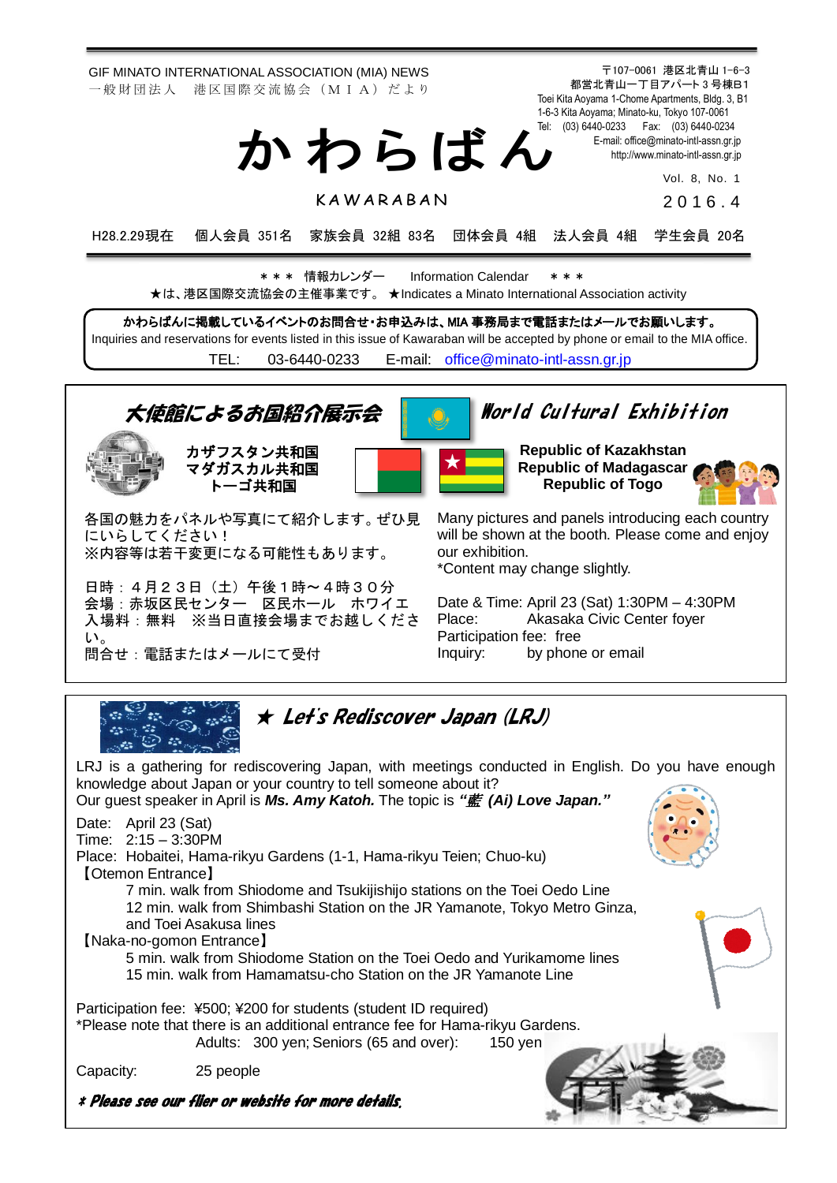GIF MINATO INTERNATIONAL ASSOCIATION (MIA) NEWS
一般財団法人　港区国際交流協会（ＭＩＡ）だより

〒107-0061 港区北青山 1-6-3
都営北青山一丁目アパート３号棟B1
Toei Kita Aoyama 1-Chome Apartments, Bldg. 3, B1
1-6-3 Kita Aoyama; Minato-ku, Tokyo 107-0061
Tel: (03) 6440-0233　Fax: (03) 6440-0234
E-mail: office@minato-intl-assn.gr.jp
http://www.minato-intl-assn.gr.jp

# かわらばん

KAWARABAN

Vol. 8, No. 1
２０１６．４

H28.2.29現在　個人会員 351名　家族会員 32組 83名　団体会員 4組　法人会員 4組　学生会員 20名

＊＊＊ 情報カレンダー　Information Calendar ＊＊＊
★は、港区国際交流協会の主催事業です。★Indicates a Minato International Association activity

**かわらばんに掲載しているイベントのお問合せ・お申込みは、MIA 事務局まで電話またはメールでお願いします。**
Inquiries and reservations for events listed in this issue of Kawaraban will be accepted by phone or email to the MIA office.
TEL: 03-6440-0233　E-mail: office@minato-intl-assn.gr.jp

## 大使館によるお国紹介展示会 / World Cultural Exhibition

**カザフスタン共和国**
**マダガスカル共和国**
**トーゴ共和国**

**Republic of Kazakhstan**
**Republic of Madagascar**
**Republic of Togo**

各国の魅力をパネルや写真にて紹介します。ぜひ見にいらしてください！
※内容等は若干変更になる可能性もあります。

日時：４月２３日（土）午後１時～４時３０分
会場：赤坂区民センター　区民ホール　ホワイエ
入場料：無料　※当日直接会場までお越しください。
問合せ：電話またはメールにて受付

Many pictures and panels introducing each country will be shown at the booth. Please come and enjoy our exhibition.
*Content may change slightly.

Date & Time: April 23 (Sat) 1:30PM – 4:30PM
Place: Akasaka Civic Center foyer
Participation fee: free
Inquiry: by phone or email

## ★ Let's Rediscover Japan (LRJ)

LRJ is a gathering for rediscovering Japan, with meetings conducted in English. Do you have enough knowledge about Japan or your country to tell someone about it?
Our guest speaker in April is ***Ms. Amy Katoh.*** The topic is ***"藍 (Ai) Love Japan."***

Date: April 23 (Sat)
Time: 2:15 – 3:30PM
Place: Hobaitei, Hama-rikyu Gardens (1-1, Hama-rikyu Teien; Chuo-ku)
【Otemon Entrance】
- 7 min. walk from Shiodome and Tsukijishijo stations on the Toei Oedo Line
- 12 min. walk from Shimbashi Station on the JR Yamanote, Tokyo Metro Ginza, and Toei Asakusa lines

【Naka-no-gomon Entrance】
- 5 min. walk from Shiodome Station on the Toei Oedo and Yurikamome lines
- 15 min. walk from Hamamatsu-cho Station on the JR Yamanote Line

Participation fee: ¥500; ¥200 for students (student ID required)
*Please note that there is an additional entrance fee for Hama-rikyu Gardens.
Adults: 300 yen; Seniors (65 and over): 150 yen

Capacity: 25 people

***\* Please see our flier or website for more details.***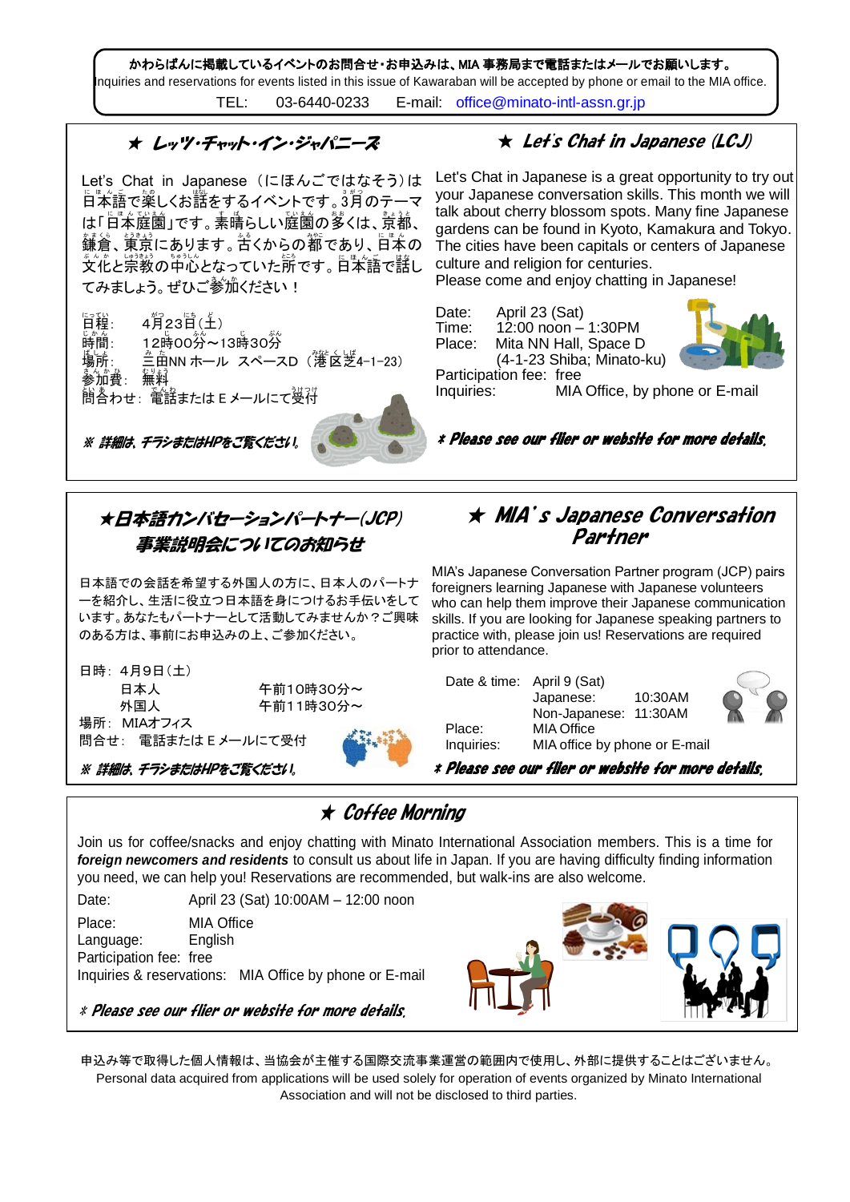**かわらばんに掲載しているイベントのお問合せ・お申込みは、MIA 事務局まで電話またはメールでお願いします。**

Inquiries and reservations for events listed in this issue of Kawaraban will be accepted by phone or email to the MIA office.

TEL: 03-6440-0233 E-mail: office@minato-intl-assn.gr.jp

## ★ レッツ・チャット・イン・ジャパニーズ

Let's Chat in Japanese（にほんごではなそう）は日本語で楽しくお話をするイベントです。3月のテーマは「日本庭園」です。素晴らしい庭園の多くは、京都、鎌倉、東京にあります。古くからの都であり、日本の文化と宗教の中心となっていた所です。日本語で話してみましょう。ぜひご参加ください！

日程: 4月23日（土）
時間: 12時00分～13時30分
場所: 三田NN ホール スペースD（港区芝4-1-23）
参加費: 無料
問合わせ: 電話または E メールにて受付

*※ 詳細は、チラシまたはHPをご覧ください。*

## ★ Let's Chat in Japanese (LCJ)

Let's Chat in Japanese is a great opportunity to try out your Japanese conversation skills. This month we will talk about cherry blossom spots. Many fine Japanese gardens can be found in Kyoto, Kamakura and Tokyo. The cities have been capitals or centers of Japanese culture and religion for centuries.
Please come and enjoy chatting in Japanese!

Date: April 23 (Sat)
Time: 12:00 noon – 1:30PM
Place: Mita NN Hall, Space D (4-1-23 Shiba; Minato-ku)
Participation fee: free
Inquiries: MIA Office, by phone or E-mail

*\* Please see our flier or website for more details.*

## ★日本語カンバセーションパートナー(JCP) 事業説明会についてのお知らせ

日本語での会話を希望する外国人の方に、日本人のパートナーを紹介し、生活に役立つ日本語を身につけるお手伝いをしています。あなたもパートナーとして活動してみませんか？ご興味のある方は、事前にお申込みの上、ご参加ください。

日時: 4月9日（土）
日本人 午前10時30分～
外国人 午前11時30分～
場所: MIAオフィス
問合せ: 電話または E メールにて受付

*※ 詳細は、チラシまたはHPをご覧ください。*

## ★ MIA's Japanese Conversation Partner

MIA's Japanese Conversation Partner program (JCP) pairs foreigners learning Japanese with Japanese volunteers who can help them improve their Japanese communication skills. If you are looking for Japanese speaking partners to practice with, please join us! Reservations are required prior to attendance.

Date & time: April 9 (Sat)
Japanese: 10:30AM
Non-Japanese: 11:30AM
Place: MIA Office
Inquiries: MIA office by phone or E-mail

*\* Please see our flier or website for more details.*

## ★ Coffee Morning

Join us for coffee/snacks and enjoy chatting with Minato International Association members. This is a time for ***foreign newcomers and residents*** to consult us about life in Japan. If you are having difficulty finding information you need, we can help you! Reservations are recommended, but walk-ins are also welcome.

Date: April 23 (Sat) 10:00AM – 12:00 noon
Place: MIA Office
Language: English
Participation fee: free
Inquiries & reservations: MIA Office by phone or E-mail

*\* Please see our flier or website for more details.*

申込み等で取得した個人情報は、当協会が主催する国際交流事業運営の範囲内で使用し、外部に提供することはございません。
Personal data acquired from applications will be used solely for operation of events organized by Minato International Association and will not be disclosed to third parties.